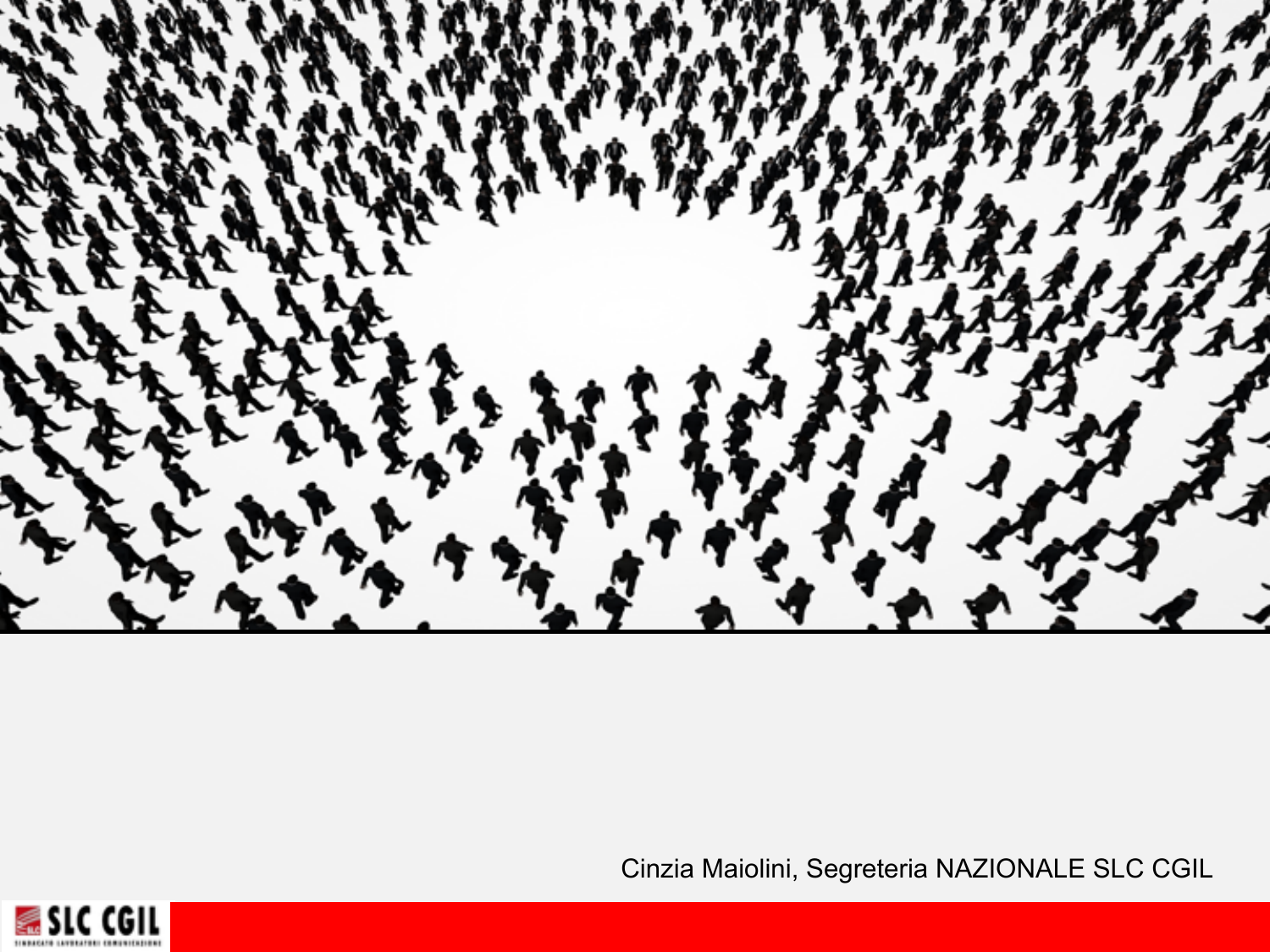Cinzia Maiolini, Segreteria NAZIONALE SLC CGIL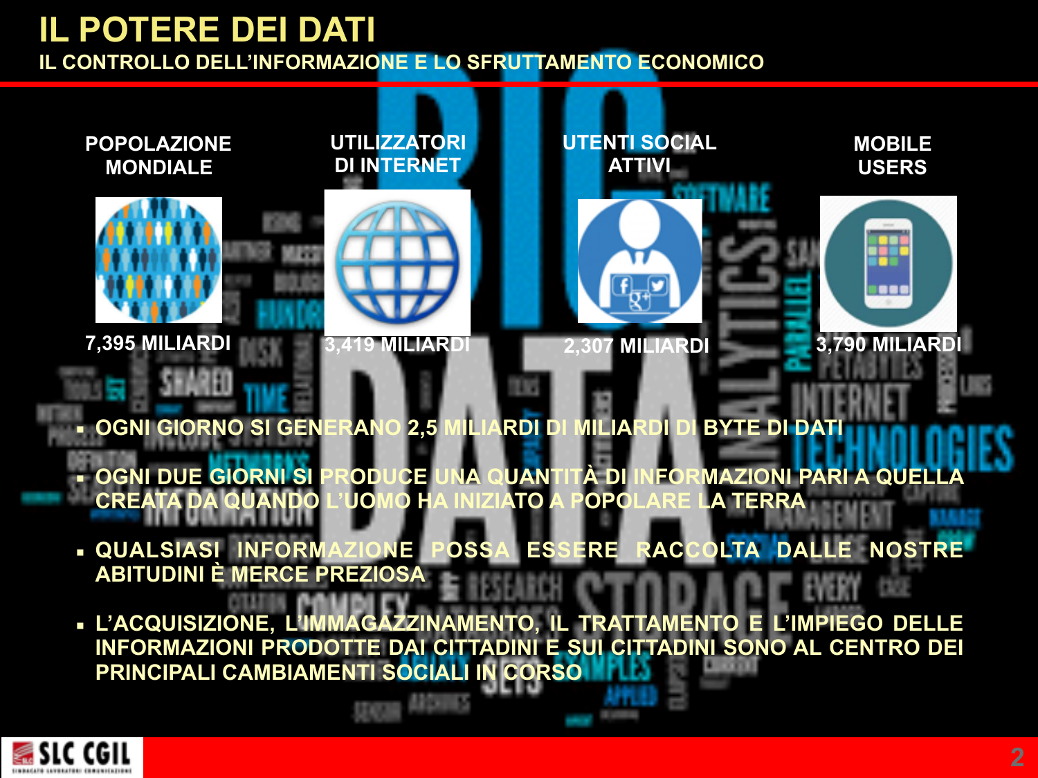# IL POTERE DEI DATI

## IL CONTROLLO DELL'INFORMAZIONE E LO SFRUTTAMENTO ECONOMICO

| POPOLAZIONE MONDIALE | UTILIZZATORI DI INTERNET | UTENTI SOCIAL ATTIVI | MOBILE USERS |
| --- | --- | --- | --- |
| 7,395 MILIARDI | 3,419 MILIARDI | 2,307 MILIARDI | 3,790 MILIARDI |

- OGNI GIORNO SI GENERANO 2,5 MILIARDI DI MILIARDI DI BYTE DI DATI
- OGNI DUE GIORNI SI PRODUCE UNA QUANTITÀ DI INFORMAZIONI PARI A QUELLA CREATA DA QUANDO L'UOMO HA INIZIATO A POPOLARE LA TERRA
- QUALSIASI INFORMAZIONE POSSA ESSERE RACCOLTA DALLE NOSTRE ABITUDINI È MERCE PREZIOSA
- L'ACQUISIZIONE, L'IMMAGAZZINAMENTO, IL TRATTAMENTO E L'IMPIEGO DELLE INFORMAZIONI PRODOTTE DAI CITTADINI E SUI CITTADINI SONO AL CENTRO DEI PRINCIPALI CAMBIAMENTI SOCIALI IN CORSO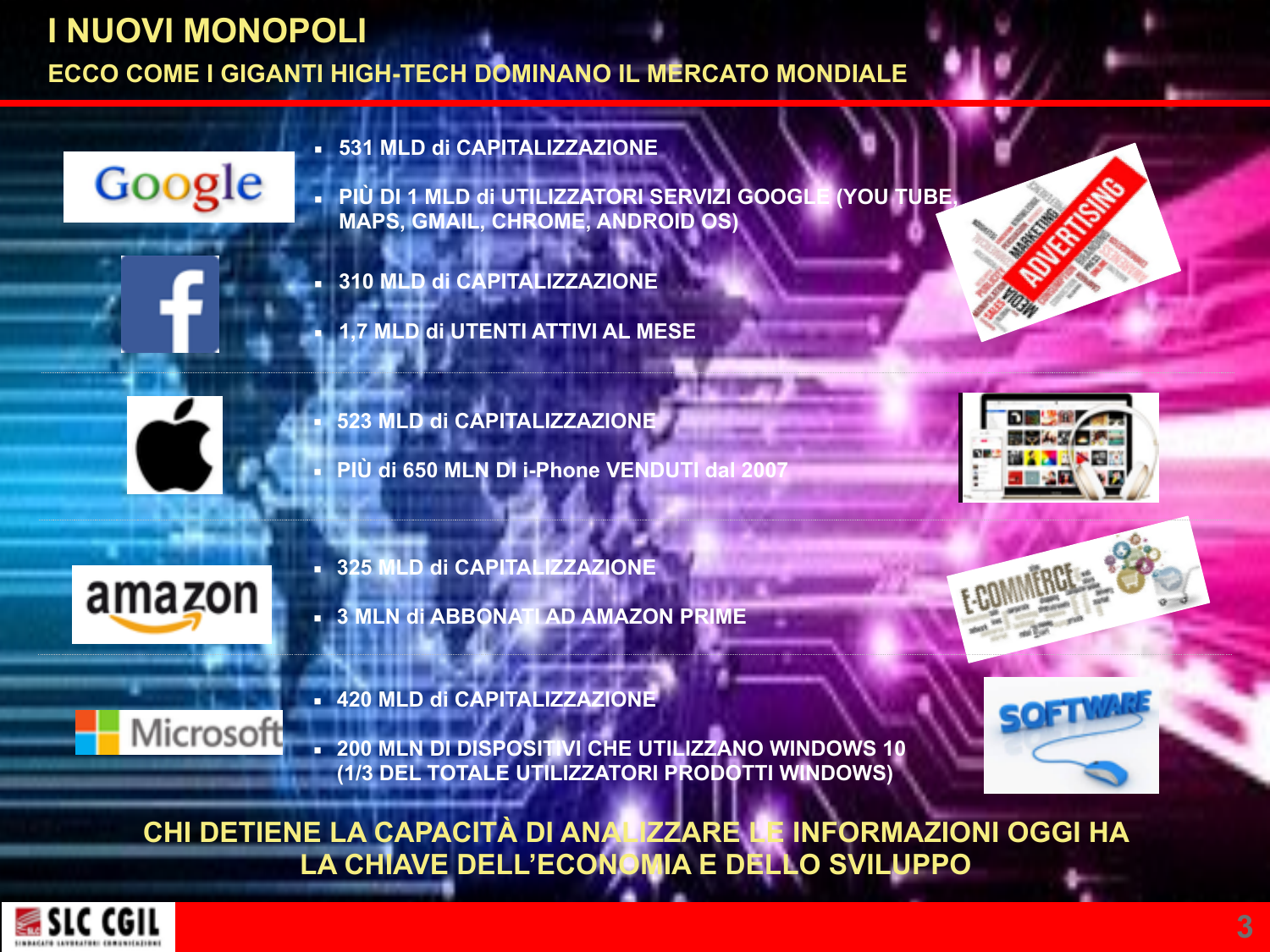# I NUOVI MONOPOLI

## ECCO COME I GIGANTI HIGH-TECH DOMINANO IL MERCATO MONDIALE

**Google**

- 531 MLD di CAPITALIZZAZIONE
- PIÙ DI 1 MLD di UTILIZZATORI SERVIZI GOOGLE (YOU TUBE, MAPS, GMAIL, CHROME, ANDROID OS)

**Facebook**

- 310 MLD di CAPITALIZZAZIONE
- 1,7 MLD di UTENTI ATTIVI AL MESE

**Apple**

- 523 MLD di CAPITALIZZAZIONE
- PIÙ di 650 MLN DI i-Phone VENDUTI dal 2007

**amazon**

- 325 MLD di CAPITALIZZAZIONE
- 3 MLN di ABBONATI AD AMAZON PRIME

**Microsoft**

- 420 MLD di CAPITALIZZAZIONE
- 200 MLN DI DISPOSITIVI CHE UTILIZZANO WINDOWS 10 (1/3 DEL TOTALE UTILIZZATORI PRODOTTI WINDOWS)

**CHI DETIENE LA CAPACITÀ DI ANALIZZARE LE INFORMAZIONI OGGI HA LA CHIAVE DELL'ECONOMIA E DELLO SVILUPPO**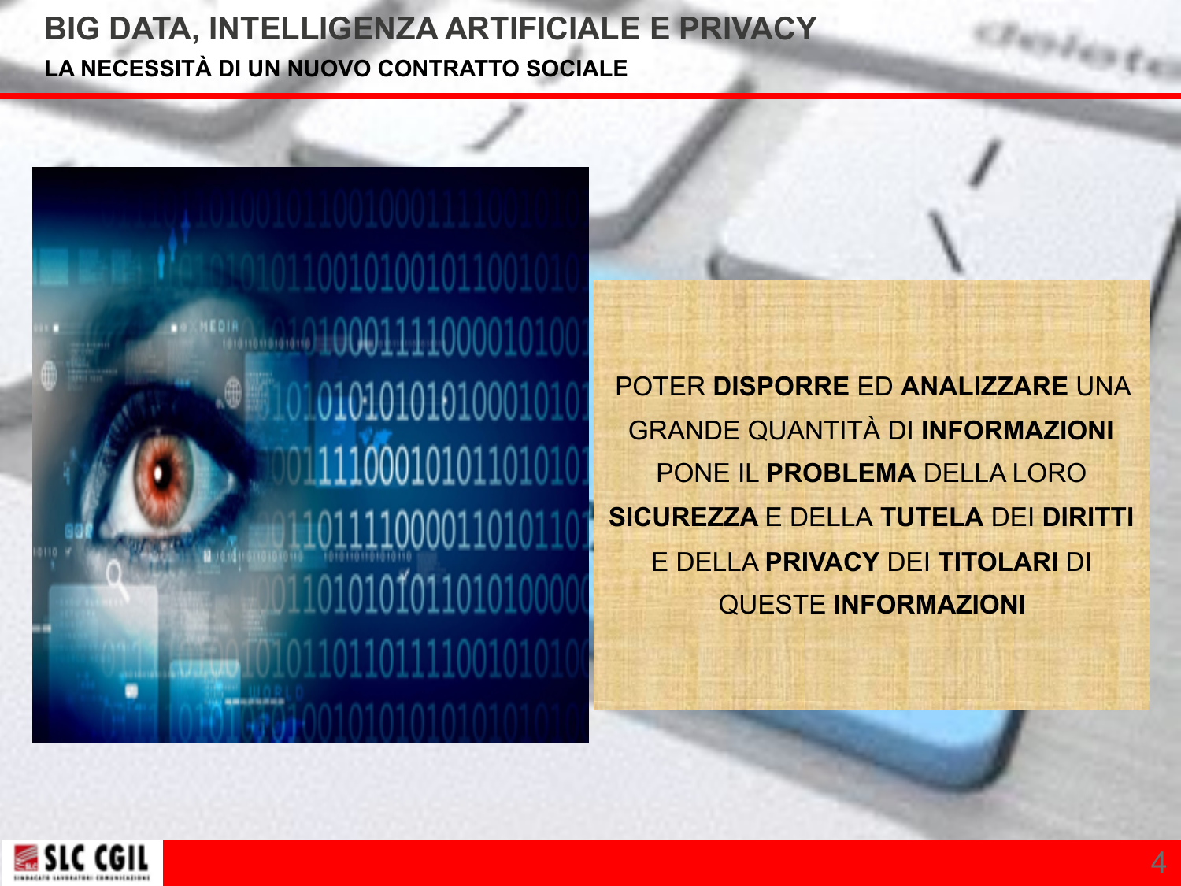# BIG DATA, INTELLIGENZA ARTIFICIALE E PRIVACY

## LA NECESSITÀ DI UN NUOVO CONTRATTO SOCIALE

POTER **DISPORRE** ED **ANALIZZARE** UNA GRANDE QUANTITÀ DI **INFORMAZIONI** PONE IL **PROBLEMA** DELLA LORO **SICUREZZA** E DELLA **TUTELA** DEI **DIRITTI** E DELLA **PRIVACY** DEI **TITOLARI** DI QUESTE **INFORMAZIONI**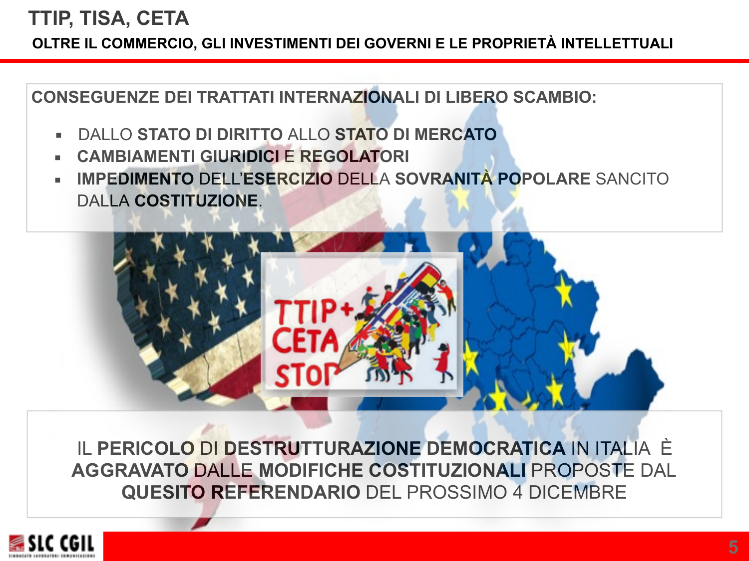# TTIP, TISA, CETA

## OLTRE IL COMMERCIO, GLI INVESTIMENTI DEI GOVERNI E LE PROPRIETÀ INTELLETTUALI

**CONSEGUENZE DEI TRATTATI INTERNAZIONALI DI LIBERO SCAMBIO:**

- DALLO **STATO DI DIRITTO** ALLO **STATO DI MERCATO**
- **CAMBIAMENTI GIURIDICI** E **REGOLATORI**
- **IMPEDIMENTO** DELL'**ESERCIZIO** DELLA **SOVRANITÀ POPOLARE** SANCITO DALLA **COSTITUZIONE**.

TTIP+ CETA STOP

IL **PERICOLO** DI **DESTRUTTURAZIONE DEMOCRATICA** IN ITALIA È **AGGRAVATO** DALLE **MODIFICHE COSTITUZIONALI** PROPOSTE DAL **QUESITO REFERENDARIO** DEL PROSSIMO 4 DICEMBRE